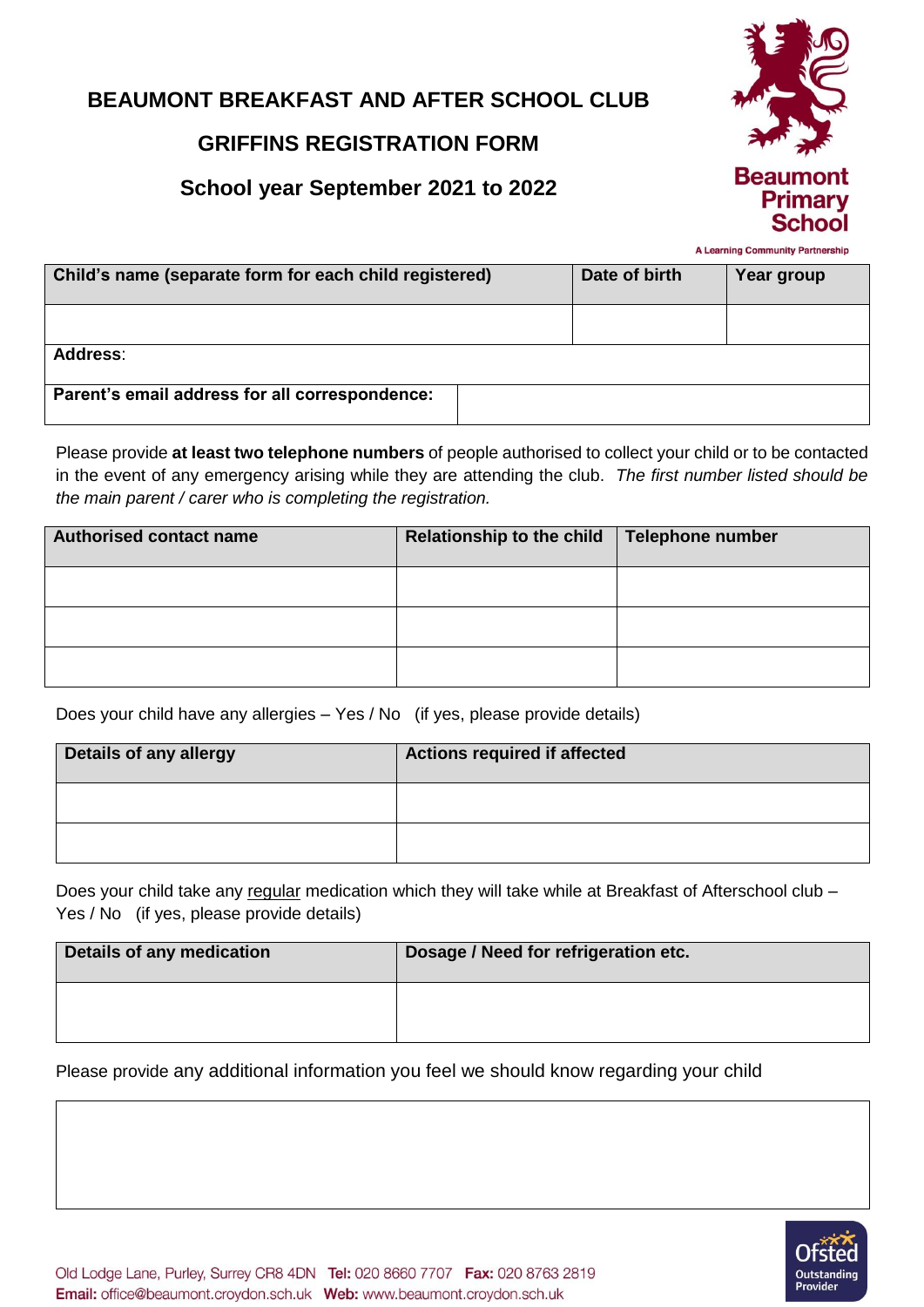# BEAUMONT BREAKFAST AND AFTER SCHOOL CLUB

## GRIFFINS REGISTRATION FORM

### School year September 2021 to 2022

Beaumont Primary School

A Learning Community Partnership

| Child's name (separate form for each child registered) | Date of birth | Year group |
|---|---|---|
| | | |
| **Address**: | | |
| **Parent's email address for all correspondence:** | | |

Please provide **at least two telephone numbers** of people authorised to collect your child or to be contacted in the event of any emergency arising while they are attending the club. *The first number listed should be the main parent / carer who is completing the registration.*

| Authorised contact name | Relationship to the child | Telephone number |
|---|---|---|
| | | |
| | | |
| | | |

Does your child have any allergies – Yes / No (if yes, please provide details)

| Details of any allergy | Actions required if affected |
|---|---|
| | |
| | |

Does your child take any regular medication which they will take while at Breakfast of Afterschool club – Yes / No (if yes, please provide details)

| Details of any medication | Dosage / Need for refrigeration etc. |
|---|---|
| | |

Please provide any additional information you feel we should know regarding your child

| |
|---|
| |

Old Lodge Lane, Purley, Surrey CR8 4DN **Tel:** 020 8660 7707 **Fax:** 020 8763 2819
**Email:** office@beaumont.croydon.sch.uk **Web:** www.beaumont.croydon.sch.uk

Ofsted Outstanding Provider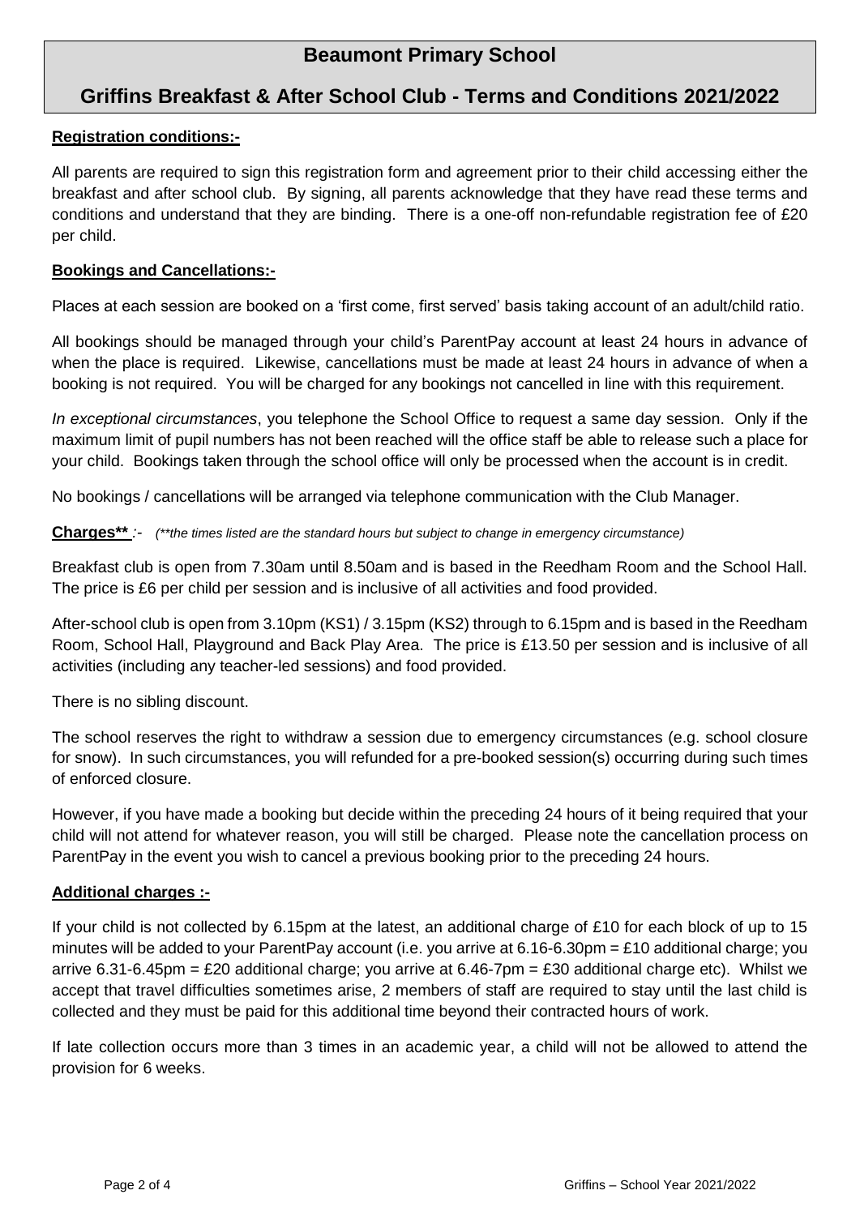# Beaumont Primary School

## Griffins Breakfast & After School Club - Terms and Conditions 2021/2022

**Registration conditions:-**

All parents are required to sign this registration form and agreement prior to their child accessing either the breakfast and after school club. By signing, all parents acknowledge that they have read these terms and conditions and understand that they are binding. There is a one-off non-refundable registration fee of £20 per child.

**Bookings and Cancellations:-**

Places at each session are booked on a 'first come, first served' basis taking account of an adult/child ratio.

All bookings should be managed through your child's ParentPay account at least 24 hours in advance of when the place is required. Likewise, cancellations must be made at least 24 hours in advance of when a booking is not required. You will be charged for any bookings not cancelled in line with this requirement.

*In exceptional circumstances*, you telephone the School Office to request a same day session. Only if the maximum limit of pupil numbers has not been reached will the office staff be able to release such a place for your child. Bookings taken through the school office will only be processed when the account is in credit.

No bookings / cancellations will be arranged via telephone communication with the Club Manager.

**Charges**** :- *(**the times listed are the standard hours but subject to change in emergency circumstance)*

Breakfast club is open from 7.30am until 8.50am and is based in the Reedham Room and the School Hall. The price is £6 per child per session and is inclusive of all activities and food provided.

After-school club is open from 3.10pm (KS1) / 3.15pm (KS2) through to 6.15pm and is based in the Reedham Room, School Hall, Playground and Back Play Area. The price is £13.50 per session and is inclusive of all activities (including any teacher-led sessions) and food provided.

There is no sibling discount.

The school reserves the right to withdraw a session due to emergency circumstances (e.g. school closure for snow). In such circumstances, you will refunded for a pre-booked session(s) occurring during such times of enforced closure.

However, if you have made a booking but decide within the preceding 24 hours of it being required that your child will not attend for whatever reason, you will still be charged. Please note the cancellation process on ParentPay in the event you wish to cancel a previous booking prior to the preceding 24 hours.

**Additional charges :-**

If your child is not collected by 6.15pm at the latest, an additional charge of £10 for each block of up to 15 minutes will be added to your ParentPay account (i.e. you arrive at 6.16-6.30pm = £10 additional charge; you arrive 6.31-6.45pm = £20 additional charge; you arrive at 6.46-7pm = £30 additional charge etc). Whilst we accept that travel difficulties sometimes arise, 2 members of staff are required to stay until the last child is collected and they must be paid for this additional time beyond their contracted hours of work.

If late collection occurs more than 3 times in an academic year, a child will not be allowed to attend the provision for 6 weeks.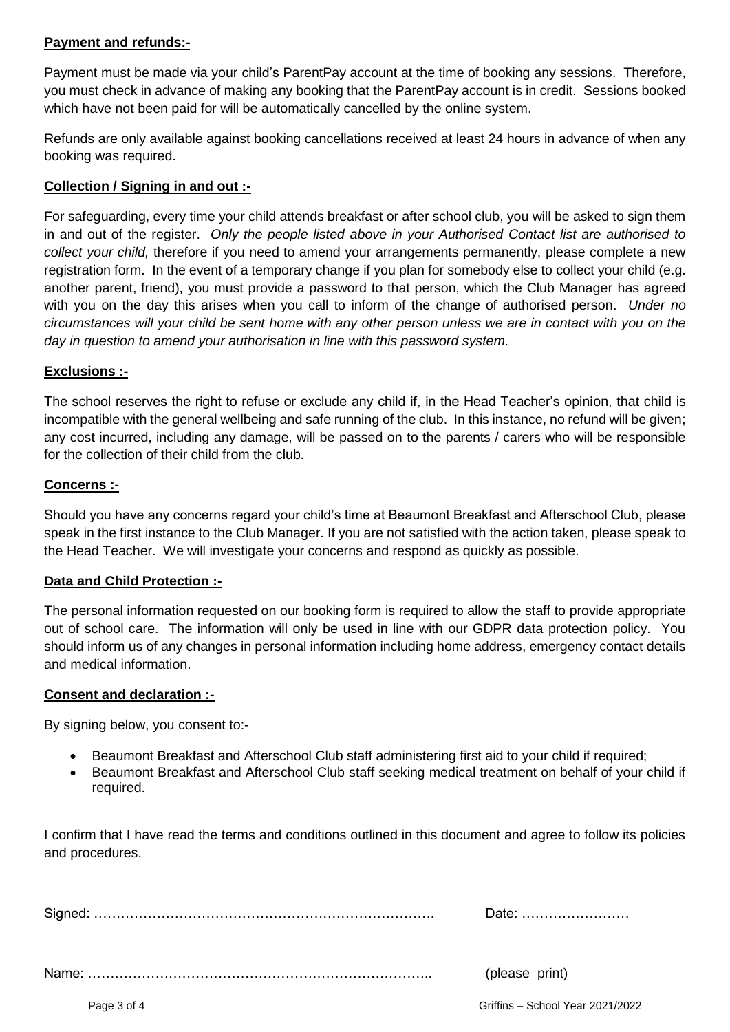**Payment and refunds:-**

Payment must be made via your child's ParentPay account at the time of booking any sessions. Therefore, you must check in advance of making any booking that the ParentPay account is in credit. Sessions booked which have not been paid for will be automatically cancelled by the online system.

Refunds are only available against booking cancellations received at least 24 hours in advance of when any booking was required.

**Collection / Signing in and out :-**

For safeguarding, every time your child attends breakfast or after school club, you will be asked to sign them in and out of the register. *Only the people listed above in your Authorised Contact list are authorised to collect your child,* therefore if you need to amend your arrangements permanently, please complete a new registration form. In the event of a temporary change if you plan for somebody else to collect your child (e.g. another parent, friend), you must provide a password to that person, which the Club Manager has agreed with you on the day this arises when you call to inform of the change of authorised person. *Under no circumstances will your child be sent home with any other person unless we are in contact with you on the day in question to amend your authorisation in line with this password system.*

**Exclusions :-**

The school reserves the right to refuse or exclude any child if, in the Head Teacher's opinion, that child is incompatible with the general wellbeing and safe running of the club. In this instance, no refund will be given; any cost incurred, including any damage, will be passed on to the parents / carers who will be responsible for the collection of their child from the club.

**Concerns :-**

Should you have any concerns regard your child's time at Beaumont Breakfast and Afterschool Club, please speak in the first instance to the Club Manager. If you are not satisfied with the action taken, please speak to the Head Teacher. We will investigate your concerns and respond as quickly as possible.

**Data and Child Protection :-**

The personal information requested on our booking form is required to allow the staff to provide appropriate out of school care. The information will only be used in line with our GDPR data protection policy. You should inform us of any changes in personal information including home address, emergency contact details and medical information.

**Consent and declaration :-**

By signing below, you consent to:-

- Beaumont Breakfast and Afterschool Club staff administering first aid to your child if required;
- Beaumont Breakfast and Afterschool Club staff seeking medical treatment on behalf of your child if required.

---

I confirm that I have read the terms and conditions outlined in this document and agree to follow its policies and procedures.

Signed: …………………………………………………………………. Date: ……………………

Name: ………………………………………………………………….. (please print)

Griffins – School Year 2021/2022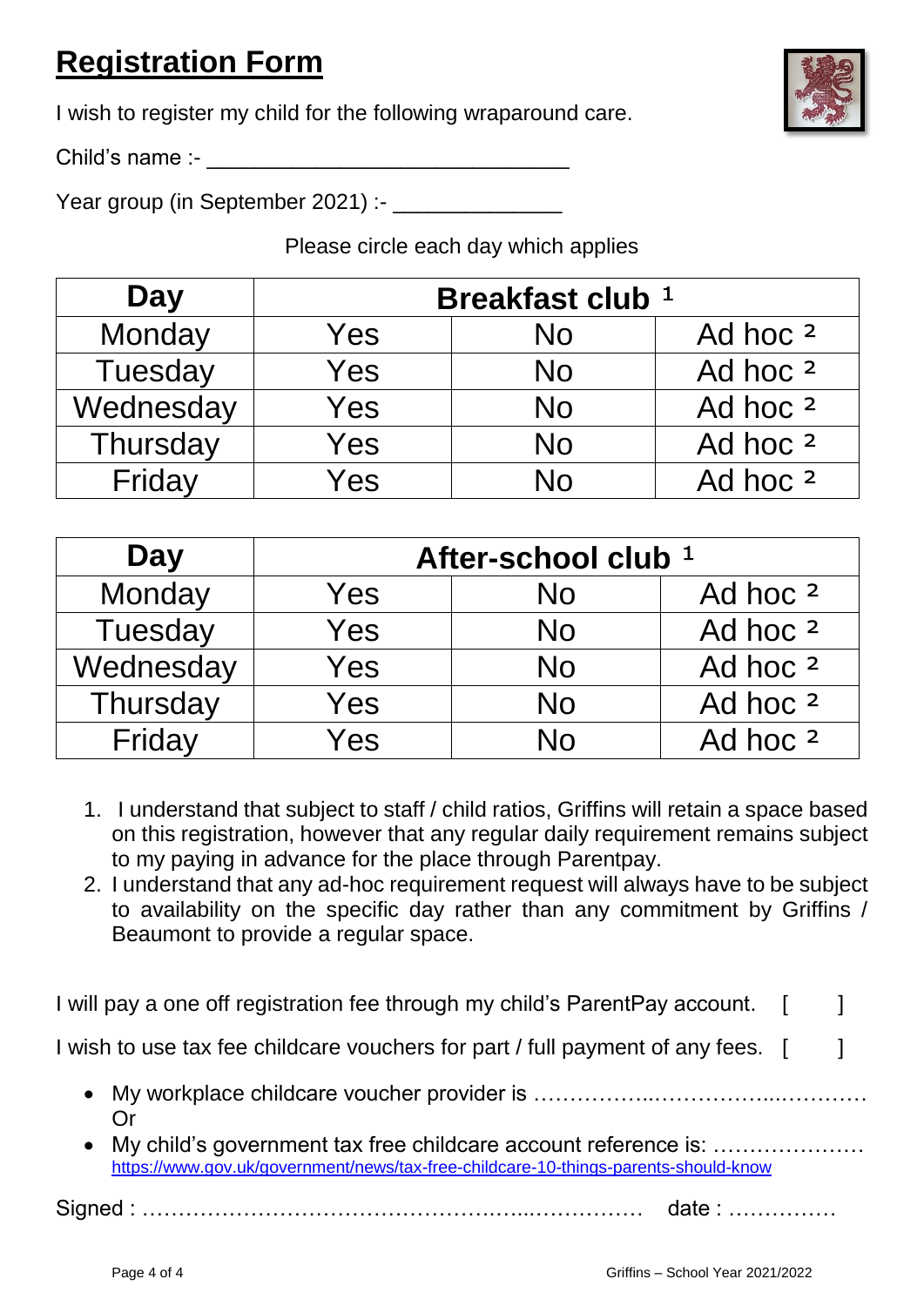# Registration Form

I wish to register my child for the following wraparound care.

Child's name :- ______________________________

Year group (in September 2021) :- ______________

Please circle each day which applies

| Day | Breakfast club [1] | | |
|---|---|---|---|
| Monday | Yes | No | Ad hoc [2] |
| Tuesday | Yes | No | Ad hoc [2] |
| Wednesday | Yes | No | Ad hoc [2] |
| Thursday | Yes | No | Ad hoc [2] |
| Friday | Yes | No | Ad hoc [2] |

| Day | After-school club [1] | | |
|---|---|---|---|
| Monday | Yes | No | Ad hoc [2] |
| Tuesday | Yes | No | Ad hoc [2] |
| Wednesday | Yes | No | Ad hoc [2] |
| Thursday | Yes | No | Ad hoc [2] |
| Friday | Yes | No | Ad hoc [2] |

1. I understand that subject to staff / child ratios, Griffins will retain a space based on this registration, however that any regular daily requirement remains subject to my paying in advance for the place through Parentpay.
2. I understand that any ad-hoc requirement request will always have to be subject to availability on the specific day rather than any commitment by Griffins / Beaumont to provide a regular space.

I will pay a one off registration fee through my child's ParentPay account. [ ]

I wish to use tax fee childcare vouchers for part / full payment of any fees. [ ]

- My workplace childcare voucher provider is ……………..……………..…………
  Or
- My child's government tax free childcare account reference is: …………………
  https://www.gov.uk/government/news/tax-free-childcare-10-things-parents-should-know

Signed : …………………………………………….…...…………… date : ……………